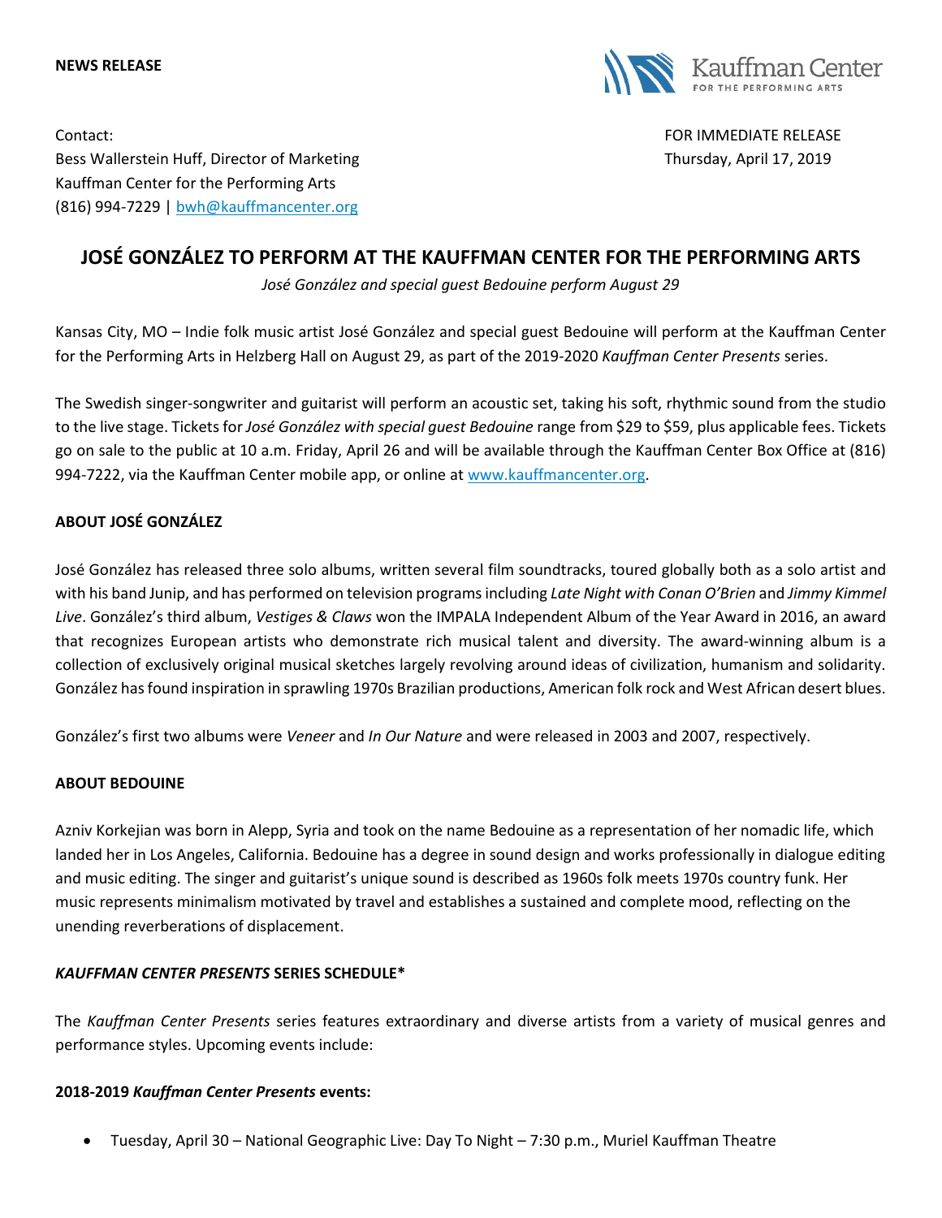**NEWS RELEASE**

Kauffman Center FOR THE PERFORMING ARTS

Contact:
Bess Wallerstein Huff, Director of Marketing
Kauffman Center for the Performing Arts
(816) 994-7229 | bwh@kauffmancenter.org

FOR IMMEDIATE RELEASE
Thursday, April 17, 2019

# JOSÉ GONZÁLEZ TO PERFORM AT THE KAUFFMAN CENTER FOR THE PERFORMING ARTS

*José González and special guest Bedouine perform August 29*

Kansas City, MO – Indie folk music artist José González and special guest Bedouine will perform at the Kauffman Center for the Performing Arts in Helzberg Hall on August 29, as part of the 2019-2020 *Kauffman Center Presents* series.

The Swedish singer-songwriter and guitarist will perform an acoustic set, taking his soft, rhythmic sound from the studio to the live stage. Tickets for *José González with special guest Bedouine* range from $29 to $59, plus applicable fees. Tickets go on sale to the public at 10 a.m. Friday, April 26 and will be available through the Kauffman Center Box Office at (816) 994-7222, via the Kauffman Center mobile app, or online at www.kauffmancenter.org.

**ABOUT JOSÉ GONZÁLEZ**

José González has released three solo albums, written several film soundtracks, toured globally both as a solo artist and with his band Junip, and has performed on television programs including *Late Night with Conan O'Brien* and *Jimmy Kimmel Live*. González's third album, *Vestiges & Claws* won the IMPALA Independent Album of the Year Award in 2016, an award that recognizes European artists who demonstrate rich musical talent and diversity. The award-winning album is a collection of exclusively original musical sketches largely revolving around ideas of civilization, humanism and solidarity. González has found inspiration in sprawling 1970s Brazilian productions, American folk rock and West African desert blues.

González's first two albums were *Veneer* and *In Our Nature* and were released in 2003 and 2007, respectively.

**ABOUT BEDOUINE**

Azniv Korkejian was born in Alepp, Syria and took on the name Bedouine as a representation of her nomadic life, which landed her in Los Angeles, California. Bedouine has a degree in sound design and works professionally in dialogue editing and music editing. The singer and guitarist's unique sound is described as 1960s folk meets 1970s country funk. Her music represents minimalism motivated by travel and establishes a sustained and complete mood, reflecting on the unending reverberations of displacement.

***KAUFFMAN CENTER PRESENTS* SERIES SCHEDULE\***

The *Kauffman Center Presents* series features extraordinary and diverse artists from a variety of musical genres and performance styles. Upcoming events include:

**2018-2019 *Kauffman Center Presents* events:**

- Tuesday, April 30 – National Geographic Live: Day To Night – 7:30 p.m., Muriel Kauffman Theatre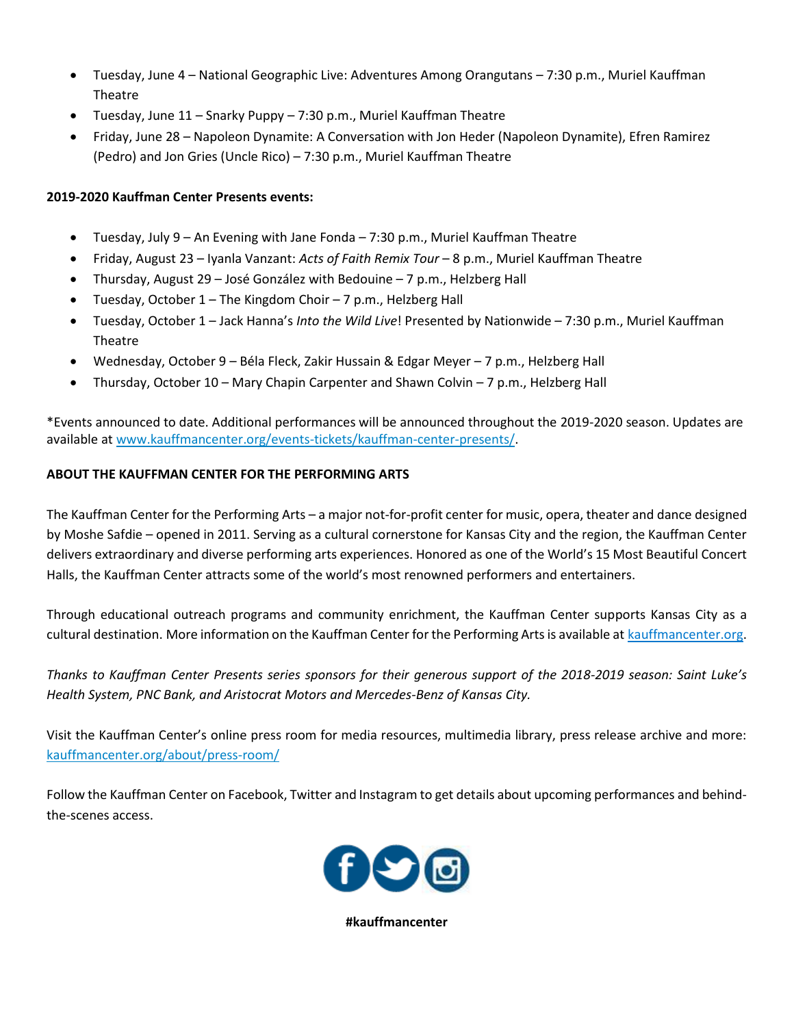- Tuesday, June 4 – National Geographic Live: Adventures Among Orangutans – 7:30 p.m., Muriel Kauffman Theatre
- Tuesday, June 11 – Snarky Puppy – 7:30 p.m., Muriel Kauffman Theatre
- Friday, June 28 – Napoleon Dynamite: A Conversation with Jon Heder (Napoleon Dynamite), Efren Ramirez (Pedro) and Jon Gries (Uncle Rico) – 7:30 p.m., Muriel Kauffman Theatre

**2019-2020 Kauffman Center Presents events:**

- Tuesday, July 9 – An Evening with Jane Fonda – 7:30 p.m., Muriel Kauffman Theatre
- Friday, August 23 – Iyanla Vanzant: *Acts of Faith Remix Tour* – 8 p.m., Muriel Kauffman Theatre
- Thursday, August 29 – José González with Bedouine – 7 p.m., Helzberg Hall
- Tuesday, October 1 – The Kingdom Choir – 7 p.m., Helzberg Hall
- Tuesday, October 1 – Jack Hanna's *Into the Wild Live*! Presented by Nationwide – 7:30 p.m., Muriel Kauffman Theatre
- Wednesday, October 9 – Béla Fleck, Zakir Hussain & Edgar Meyer – 7 p.m., Helzberg Hall
- Thursday, October 10 – Mary Chapin Carpenter and Shawn Colvin – 7 p.m., Helzberg Hall

*Events announced to date. Additional performances will be announced throughout the 2019-2020 season. Updates are available at [www.kauffmancenter.org/events-tickets/kauffman-center-presents/](www.kauffmancenter.org/events-tickets/kauffman-center-presents/).

**ABOUT THE KAUFFMAN CENTER FOR THE PERFORMING ARTS**

The Kauffman Center for the Performing Arts – a major not-for-profit center for music, opera, theater and dance designed by Moshe Safdie – opened in 2011. Serving as a cultural cornerstone for Kansas City and the region, the Kauffman Center delivers extraordinary and diverse performing arts experiences. Honored as one of the World's 15 Most Beautiful Concert Halls, the Kauffman Center attracts some of the world's most renowned performers and entertainers.

Through educational outreach programs and community enrichment, the Kauffman Center supports Kansas City as a cultural destination. More information on the Kauffman Center for the Performing Arts is available at [kauffmancenter.org](kauffmancenter.org).

*Thanks to Kauffman Center Presents series sponsors for their generous support of the 2018-2019 season: Saint Luke's Health System, PNC Bank, and Aristocrat Motors and Mercedes-Benz of Kansas City.*

Visit the Kauffman Center's online press room for media resources, multimedia library, press release archive and more: [kauffmancenter.org/about/press-room/](kauffmancenter.org/about/press-room/)

Follow the Kauffman Center on Facebook, Twitter and Instagram to get details about upcoming performances and behind-the-scenes access.

**#kauffmancenter**